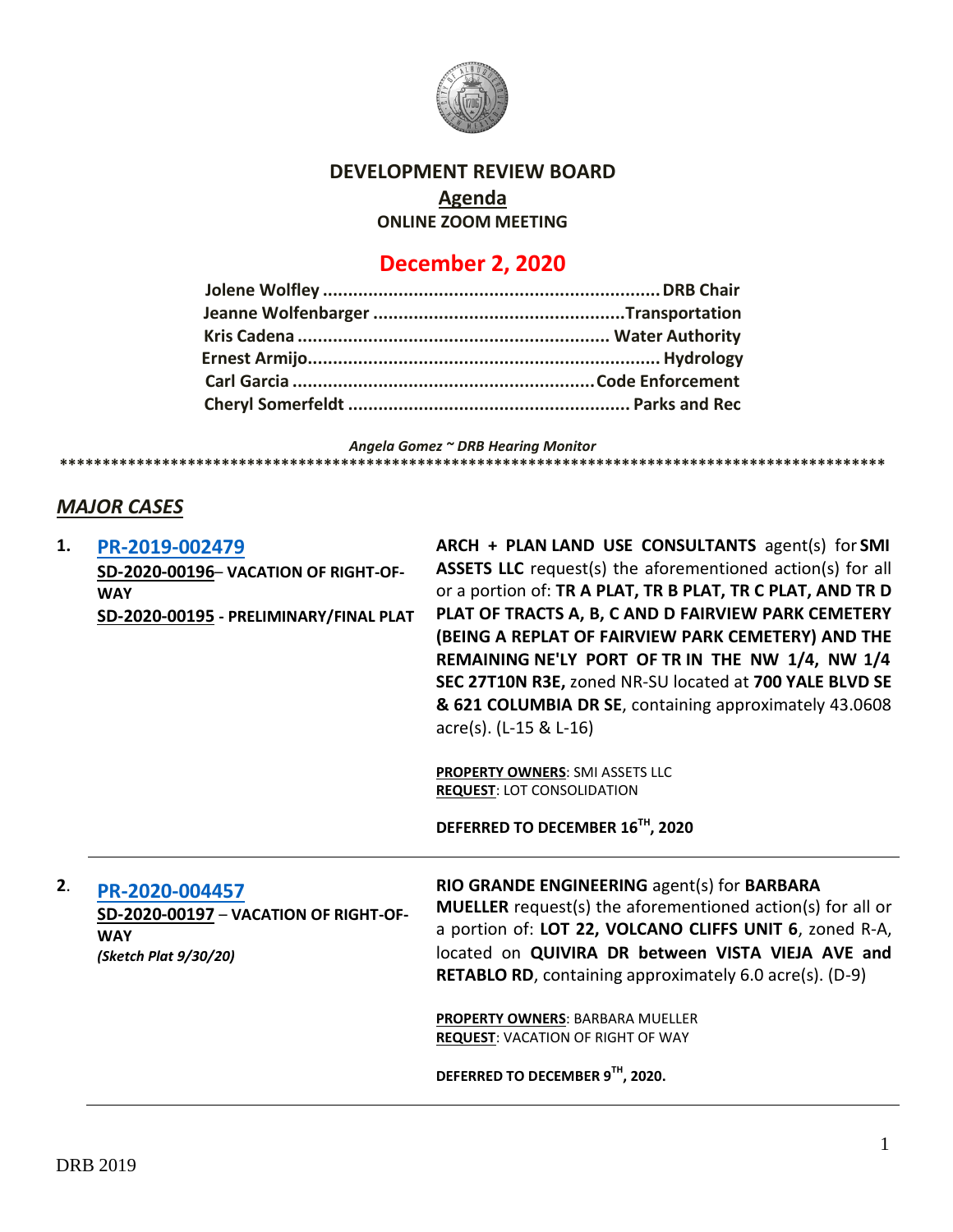# DEVELOPMENT REVIEW BOARD

## Agenda

### ONLINE ZOOM MEETING

## December 2, 2020

**Jolene Wolfley** .................................................................. **DRB Chair**
**Jeanne Wolfenbarger** ................................................**Transportation**
**Kris Cadena** ............................................................ **Water Authority**
**Ernest Armijo**..................................................................... **Hydrology**
**Carl Garcia** ..........................................................**Code Enforcement**
**Cheryl Somerfeldt** ...................................................... **Parks and Rec**

*Angela Gomez ~ DRB Hearing Monitor*

****************************************************************************************************

## *MAJOR CASES*

**1. PR-2019-002479**
**SD-2020-00196– VACATION OF RIGHT-OF-WAY**
**SD-2020-00195 - PRELIMINARY/FINAL PLAT**

**ARCH + PLAN LAND USE CONSULTANTS** agent(s) for **SMI ASSETS LLC** request(s) the aforementioned action(s) for all or a portion of: **TR A PLAT, TR B PLAT, TR C PLAT, AND TR D PLAT OF TRACTS A, B, C AND D FAIRVIEW PARK CEMETERY (BEING A REPLAT OF FAIRVIEW PARK CEMETERY) AND THE REMAINING NE'LY PORT OF TR IN THE NW 1/4, NW 1/4 SEC 27T10N R3E,** zoned NR-SU located at **700 YALE BLVD SE & 621 COLUMBIA DR SE**, containing approximately 43.0608 acre(s). (L-15 & L-16)

**PROPERTY OWNERS**: SMI ASSETS LLC
**REQUEST**: LOT CONSOLIDATION

**DEFERRED TO DECEMBER 16TH, 2020**

---

**2. PR-2020-004457**
**SD-2020-00197 – VACATION OF RIGHT-OF-WAY**
***(Sketch Plat 9/30/20)***

**RIO GRANDE ENGINEERING** agent(s) for **BARBARA MUELLER** request(s) the aforementioned action(s) for all or a portion of: **LOT 22, VOLCANO CLIFFS UNIT 6**, zoned R-A, located on **QUIVIRA DR between VISTA VIEJA AVE and RETABLO RD**, containing approximately 6.0 acre(s). (D-9)

**PROPERTY OWNERS**: BARBARA MUELLER
**REQUEST**: VACATION OF RIGHT OF WAY

**DEFERRED TO DECEMBER 9TH, 2020.**

---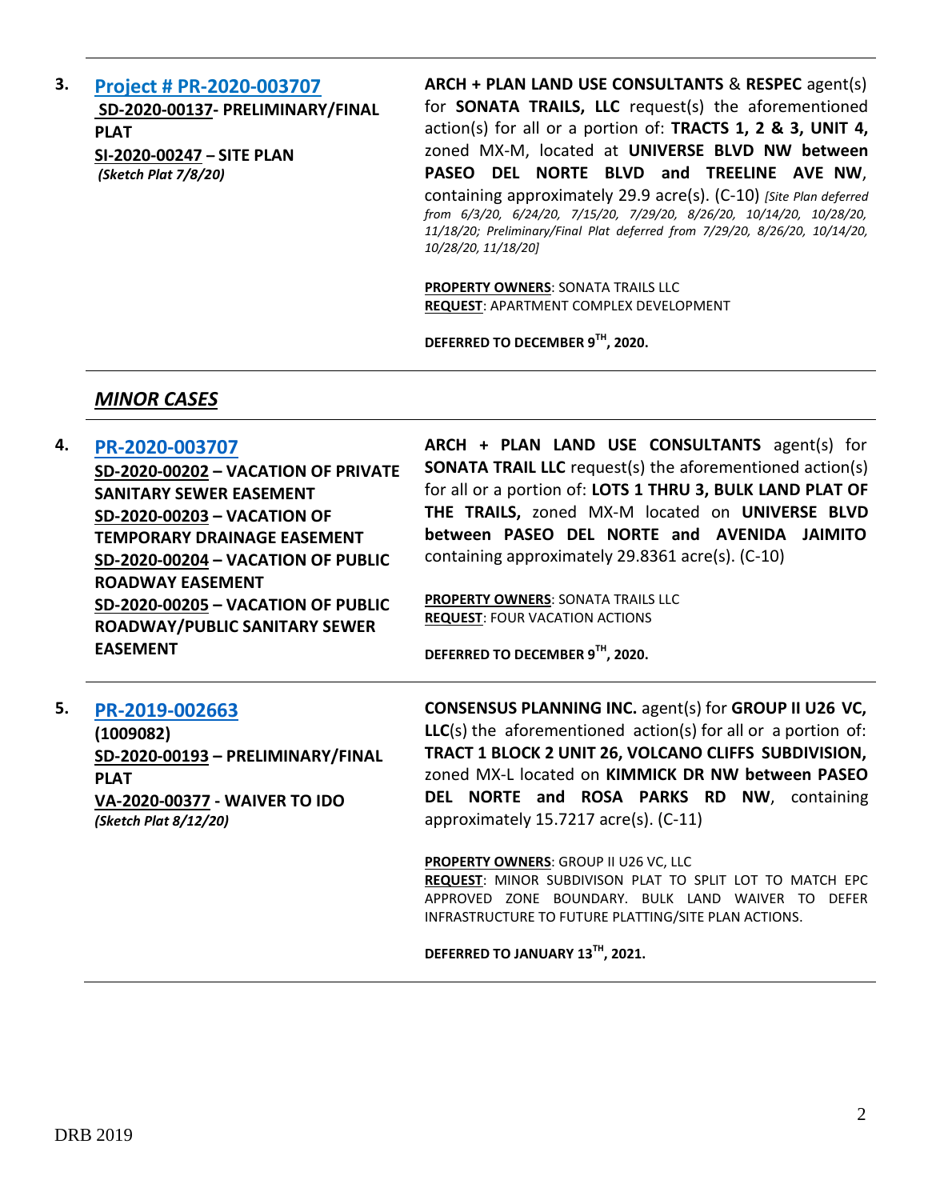**3.** **[Project # PR-2020-003707](#)**
**SD-2020-00137- PRELIMINARY/FINAL PLAT**
**SI-2020-00247 – SITE PLAN**
***(Sketch Plat 7/8/20)***

**ARCH + PLAN LAND USE CONSULTANTS** & **RESPEC** agent(s) for **SONATA TRAILS, LLC** request(s) the aforementioned action(s) for all or a portion of: **TRACTS 1, 2 & 3, UNIT 4,** zoned MX-M, located at **UNIVERSE BLVD NW between PASEO DEL NORTE BLVD and TREELINE AVE NW**, containing approximately 29.9 acre(s). (C-10) *[Site Plan deferred from 6/3/20, 6/24/20, 7/15/20, 7/29/20, 8/26/20, 10/14/20, 10/28/20, 11/18/20; Preliminary/Final Plat deferred from 7/29/20, 8/26/20, 10/14/20, 10/28/20, 11/18/20]*

**PROPERTY OWNERS**: SONATA TRAILS LLC
**REQUEST**: APARTMENT COMPLEX DEVELOPMENT

**DEFERRED TO DECEMBER 9TH, 2020.**

---

## *MINOR CASES*

**4.** **[PR-2020-003707](#)**
**SD-2020-00202 – VACATION OF PRIVATE SANITARY SEWER EASEMENT**
**SD-2020-00203 – VACATION OF TEMPORARY DRAINAGE EASEMENT**
**SD-2020-00204 – VACATION OF PUBLIC ROADWAY EASEMENT**
**SD-2020-00205 – VACATION OF PUBLIC ROADWAY/PUBLIC SANITARY SEWER EASEMENT**

**ARCH + PLAN LAND USE CONSULTANTS** agent(s) for **SONATA TRAIL LLC** request(s) the aforementioned action(s) for all or a portion of: **LOTS 1 THRU 3, BULK LAND PLAT OF THE TRAILS,** zoned MX-M located on **UNIVERSE BLVD between PASEO DEL NORTE and AVENIDA JAIMITO** containing approximately 29.8361 acre(s). (C-10)

**PROPERTY OWNERS**: SONATA TRAILS LLC
**REQUEST**: FOUR VACATION ACTIONS

**DEFERRED TO DECEMBER 9TH, 2020.**

---

**5.** **[PR-2019-002663](#)**
**(1009082)**
**SD-2020-00193 – PRELIMINARY/FINAL PLAT**
**VA-2020-00377 - WAIVER TO IDO**
***(Sketch Plat 8/12/20)***

**CONSENSUS PLANNING INC.** agent(s) for **GROUP II U26 VC, LLC**(s) the aforementioned action(s) for all or a portion of: **TRACT 1 BLOCK 2 UNIT 26, VOLCANO CLIFFS SUBDIVISION,** zoned MX-L located on **KIMMICK DR NW between PASEO DEL NORTE and ROSA PARKS RD NW**, containing approximately 15.7217 acre(s). (C-11)

**PROPERTY OWNERS**: GROUP II U26 VC, LLC
**REQUEST**: MINOR SUBDIVISON PLAT TO SPLIT LOT TO MATCH EPC APPROVED ZONE BOUNDARY. BULK LAND WAIVER TO DEFER INFRASTRUCTURE TO FUTURE PLATTING/SITE PLAN ACTIONS.

**DEFERRED TO JANUARY 13TH, 2021.**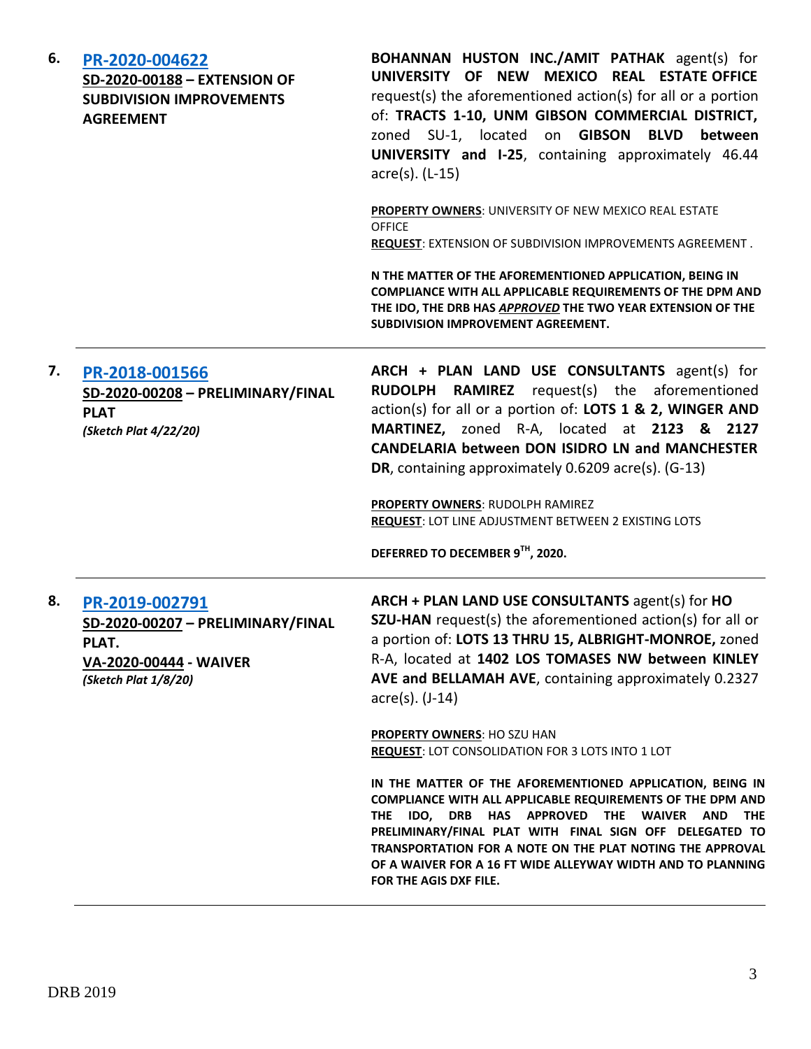6. **PR-2020-004622**
**SD-2020-00188 – EXTENSION OF SUBDIVISION IMPROVEMENTS AGREEMENT**

**BOHANNAN HUSTON INC./AMIT PATHAK** agent(s) for **UNIVERSITY OF NEW MEXICO REAL ESTATE OFFICE** request(s) the aforementioned action(s) for all or a portion of: **TRACTS 1-10, UNM GIBSON COMMERCIAL DISTRICT,** zoned SU-1, located on **GIBSON BLVD between UNIVERSITY and I-25**, containing approximately 46.44 acre(s). (L-15)

**PROPERTY OWNERS**: UNIVERSITY OF NEW MEXICO REAL ESTATE OFFICE
**REQUEST**: EXTENSION OF SUBDIVISION IMPROVEMENTS AGREEMENT .

**N THE MATTER OF THE AFOREMENTIONED APPLICATION, BEING IN COMPLIANCE WITH ALL APPLICABLE REQUIREMENTS OF THE DPM AND THE IDO, THE DRB HAS *APPROVED* THE TWO YEAR EXTENSION OF THE SUBDIVISION IMPROVEMENT AGREEMENT.**

---

7. **PR-2018-001566**
**SD-2020-00208 – PRELIMINARY/FINAL PLAT**
***(Sketch Plat 4/22/20)***

**ARCH + PLAN LAND USE CONSULTANTS** agent(s) for **RUDOLPH RAMIREZ** request(s) the aforementioned action(s) for all or a portion of: **LOTS 1 & 2, WINGER AND MARTINEZ,** zoned R-A, located at **2123 & 2127 CANDELARIA between DON ISIDRO LN and MANCHESTER DR**, containing approximately 0.6209 acre(s). (G-13)

**PROPERTY OWNERS**: RUDOLPH RAMIREZ
**REQUEST**: LOT LINE ADJUSTMENT BETWEEN 2 EXISTING LOTS

**DEFERRED TO DECEMBER 9TH, 2020.**

---

8. **PR-2019-002791**
**SD-2020-00207 – PRELIMINARY/FINAL PLAT.**
**VA-2020-00444 - WAIVER**
***(Sketch Plat 1/8/20)***

**ARCH + PLAN LAND USE CONSULTANTS** agent(s) for **HO SZU-HAN** request(s) the aforementioned action(s) for all or a portion of: **LOTS 13 THRU 15, ALBRIGHT-MONROE,** zoned R-A, located at **1402 LOS TOMASES NW between KINLEY AVE and BELLAMAH AVE**, containing approximately 0.2327 acre(s). (J-14)

**PROPERTY OWNERS**: HO SZU HAN
**REQUEST**: LOT CONSOLIDATION FOR 3 LOTS INTO 1 LOT

**IN THE MATTER OF THE AFOREMENTIONED APPLICATION, BEING IN COMPLIANCE WITH ALL APPLICABLE REQUIREMENTS OF THE DPM AND THE IDO, DRB HAS APPROVED THE WAIVER AND THE PRELIMINARY/FINAL PLAT WITH FINAL SIGN OFF DELEGATED TO TRANSPORTATION FOR A NOTE ON THE PLAT NOTING THE APPROVAL OF A WAIVER FOR A 16 FT WIDE ALLEYWAY WIDTH AND TO PLANNING FOR THE AGIS DXF FILE.**

---

DRB 2019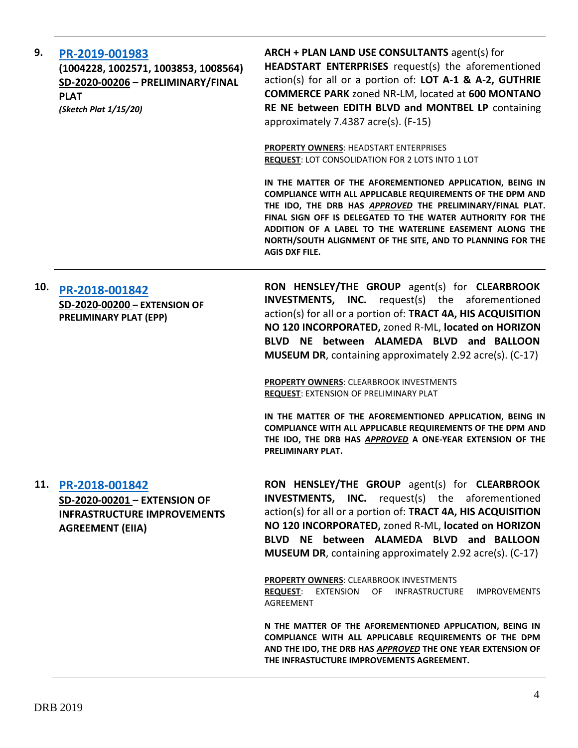**9.** **PR-2019-001983**
**(1004228, 1002571, 1003853, 1008564)**
**SD-2020-00206 – PRELIMINARY/FINAL PLAT**
***(Sketch Plat 1/15/20)***

**ARCH + PLAN LAND USE CONSULTANTS** agent(s) for **HEADSTART ENTERPRISES** request(s) the aforementioned action(s) for all or a portion of: **LOT A-1 & A-2, GUTHRIE COMMERCE PARK** zoned NR-LM, located at **600 MONTANO RE NE between EDITH BLVD and MONTBEL LP** containing approximately 7.4387 acre(s). (F-15)

**PROPERTY OWNERS**: HEADSTART ENTERPRISES
**REQUEST**: LOT CONSOLIDATION FOR 2 LOTS INTO 1 LOT

**IN THE MATTER OF THE AFOREMENTIONED APPLICATION, BEING IN COMPLIANCE WITH ALL APPLICABLE REQUIREMENTS OF THE DPM AND THE IDO, THE DRB HAS *APPROVED* THE PRELIMINARY/FINAL PLAT. FINAL SIGN OFF IS DELEGATED TO THE WATER AUTHORITY FOR THE ADDITION OF A LABEL TO THE WATERLINE EASEMENT ALONG THE NORTH/SOUTH ALIGNMENT OF THE SITE, AND TO PLANNING FOR THE AGIS DXF FILE.**

---

**10.** **PR-2018-001842**
**SD-2020-00200 – EXTENSION OF PRELIMINARY PLAT (EPP)**

**RON HENSLEY/THE GROUP** agent(s) for **CLEARBROOK INVESTMENTS, INC.** request(s) the aforementioned action(s) for all or a portion of: **TRACT 4A, HIS ACQUISITION NO 120 INCORPORATED,** zoned R-ML, **located on HORIZON BLVD NE between ALAMEDA BLVD and BALLOON MUSEUM DR**, containing approximately 2.92 acre(s). (C-17)

**PROPERTY OWNERS**: CLEARBROOK INVESTMENTS
**REQUEST**: EXTENSION OF PRELIMINARY PLAT

**IN THE MATTER OF THE AFOREMENTIONED APPLICATION, BEING IN COMPLIANCE WITH ALL APPLICABLE REQUIREMENTS OF THE DPM AND THE IDO, THE DRB HAS *APPROVED* A ONE-YEAR EXTENSION OF THE PRELIMINARY PLAT.**

---

**11.** **PR-2018-001842**
**SD-2020-00201 – EXTENSION OF INFRASTRUCTURE IMPROVEMENTS AGREEMENT (EIIA)**

**RON HENSLEY/THE GROUP** agent(s) for **CLEARBROOK INVESTMENTS, INC.** request(s) the aforementioned action(s) for all or a portion of: **TRACT 4A, HIS ACQUISITION NO 120 INCORPORATED,** zoned R-ML, **located on HORIZON BLVD NE between ALAMEDA BLVD and BALLOON MUSEUM DR**, containing approximately 2.92 acre(s). (C-17)

**PROPERTY OWNERS**: CLEARBROOK INVESTMENTS
**REQUEST**: EXTENSION OF INFRASTRUCTURE IMPROVEMENTS AGREEMENT

**N THE MATTER OF THE AFOREMENTIONED APPLICATION, BEING IN COMPLIANCE WITH ALL APPLICABLE REQUIREMENTS OF THE DPM AND THE IDO, THE DRB HAS *APPROVED* THE ONE YEAR EXTENSION OF THE INFRASTUCTURE IMPROVEMENTS AGREEMENT.**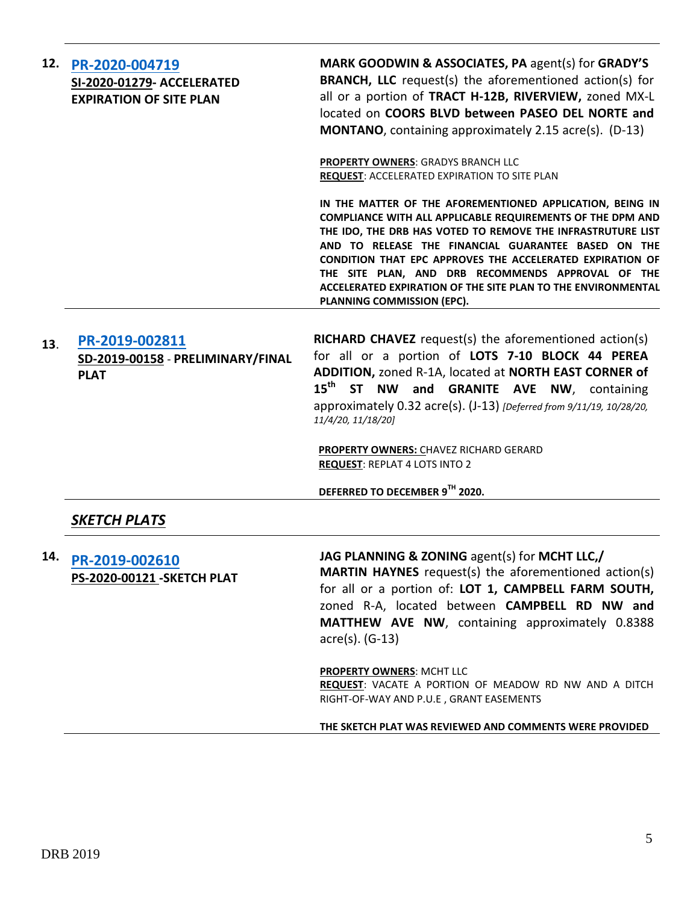**12.** **PR-2020-004719**
**SI-2020-01279- ACCELERATED EXPIRATION OF SITE PLAN**

**MARK GOODWIN & ASSOCIATES, PA** agent(s) for **GRADY'S BRANCH, LLC** request(s) the aforementioned action(s) for all or a portion of **TRACT H-12B, RIVERVIEW,** zoned MX-L located on **COORS BLVD between PASEO DEL NORTE and MONTANO**, containing approximately 2.15 acre(s). (D-13)

**PROPERTY OWNERS**: GRADYS BRANCH LLC
**REQUEST**: ACCELERATED EXPIRATION TO SITE PLAN

**IN THE MATTER OF THE AFOREMENTIONED APPLICATION, BEING IN COMPLIANCE WITH ALL APPLICABLE REQUIREMENTS OF THE DPM AND THE IDO, THE DRB HAS VOTED TO REMOVE THE INFRASTRUTURE LIST AND TO RELEASE THE FINANCIAL GUARANTEE BASED ON THE CONDITION THAT EPC APPROVES THE ACCELERATED EXPIRATION OF THE SITE PLAN, AND DRB RECOMMENDS APPROVAL OF THE ACCELERATED EXPIRATION OF THE SITE PLAN TO THE ENVIRONMENTAL PLANNING COMMISSION (EPC).**

---

**13.** **PR-2019-002811**
**SD-2019-00158 - PRELIMINARY/FINAL PLAT**

**RICHARD CHAVEZ** request(s) the aforementioned action(s) for all or a portion of **LOTS 7-10 BLOCK 44 PEREA ADDITION,** zoned R-1A, located at **NORTH EAST CORNER of 15th ST NW and GRANITE AVE NW**, containing approximately 0.32 acre(s). (J-13) *[Deferred from 9/11/19, 10/28/20, 11/4/20, 11/18/20]*

**PROPERTY OWNERS:** CHAVEZ RICHARD GERARD
**REQUEST**: REPLAT 4 LOTS INTO 2

**DEFERRED TO DECEMBER 9TH 2020.**

---

## *SKETCH PLATS*

---

**14.** **PR-2019-002610**
**PS-2020-00121 -SKETCH PLAT**

**JAG PLANNING & ZONING** agent(s) for **MCHT LLC,/ MARTIN HAYNES** request(s) the aforementioned action(s) for all or a portion of: **LOT 1, CAMPBELL FARM SOUTH,** zoned R-A, located between **CAMPBELL RD NW and MATTHEW AVE NW**, containing approximately 0.8388 acre(s). (G-13)

**PROPERTY OWNERS**: MCHT LLC
**REQUEST**: VACATE A PORTION OF MEADOW RD NW AND A DITCH RIGHT-OF-WAY AND P.U.E , GRANT EASEMENTS

**THE SKETCH PLAT WAS REVIEWED AND COMMENTS WERE PROVIDED**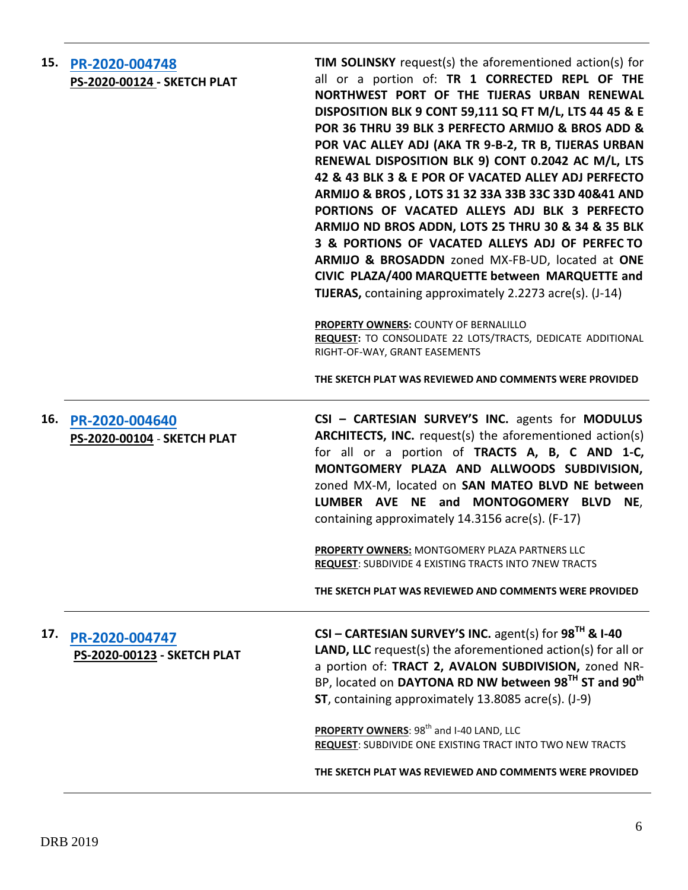**15.** **PR-2020-004748**
**PS-2020-00124 - SKETCH PLAT**

**TIM SOLINSKY** request(s) the aforementioned action(s) for all or a portion of: **TR 1 CORRECTED REPL OF THE NORTHWEST PORT OF THE TIJERAS URBAN RENEWAL DISPOSITION BLK 9 CONT 59,111 SQ FT M/L, LTS 44 45 & E POR 36 THRU 39 BLK 3 PERFECTO ARMIJO & BROS ADD & POR VAC ALLEY ADJ (AKA TR 9-B-2, TR B, TIJERAS URBAN RENEWAL DISPOSITION BLK 9) CONT 0.2042 AC M/L, LTS 42 & 43 BLK 3 & E POR OF VACATED ALLEY ADJ PERFECTO ARMIJO & BROS , LOTS 31 32 33A 33B 33C 33D 40&41 AND PORTIONS OF VACATED ALLEYS ADJ BLK 3 PERFECTO ARMIJO ND BROS ADDN, LOTS 25 THRU 30 & 34 & 35 BLK 3 & PORTIONS OF VACATED ALLEYS ADJ OF PERFEC TO ARMIJO & BROSADDN** zoned MX-FB-UD, located at **ONE CIVIC PLAZA/400 MARQUETTE between MARQUETTE and TIJERAS,** containing approximately 2.2273 acre(s). (J-14)

**PROPERTY OWNERS:** COUNTY OF BERNALILLO
**REQUEST:** TO CONSOLIDATE 22 LOTS/TRACTS, DEDICATE ADDITIONAL RIGHT-OF-WAY, GRANT EASEMENTS

**THE SKETCH PLAT WAS REVIEWED AND COMMENTS WERE PROVIDED**

---

**16.** **PR-2020-004640**
**PS-2020-00104 - SKETCH PLAT**

**CSI – CARTESIAN SURVEY'S INC.** agents for **MODULUS ARCHITECTS, INC.** request(s) the aforementioned action(s) for all or a portion of **TRACTS A, B, C AND 1-C, MONTGOMERY PLAZA AND ALLWOODS SUBDIVISION,** zoned MX-M, located on **SAN MATEO BLVD NE between LUMBER AVE NE and MONTOGOMERY BLVD NE**, containing approximately 14.3156 acre(s). (F-17)

**PROPERTY OWNERS:** MONTGOMERY PLAZA PARTNERS LLC
**REQUEST**: SUBDIVIDE 4 EXISTING TRACTS INTO 7NEW TRACTS

**THE SKETCH PLAT WAS REVIEWED AND COMMENTS WERE PROVIDED**

---

**17.** **PR-2020-004747**
**PS-2020-00123 - SKETCH PLAT**

**CSI – CARTESIAN SURVEY'S INC.** agent(s) for **98TH & I-40 LAND, LLC** request(s) the aforementioned action(s) for all or a portion of: **TRACT 2, AVALON SUBDIVISION,** zoned NR-BP, located on **DAYTONA RD NW between 98TH ST and 90th ST**, containing approximately 13.8085 acre(s). (J-9)

**PROPERTY OWNERS**: 98th and I-40 LAND, LLC
**REQUEST**: SUBDIVIDE ONE EXISTING TRACT INTO TWO NEW TRACTS

**THE SKETCH PLAT WAS REVIEWED AND COMMENTS WERE PROVIDED**

---

DRB 2019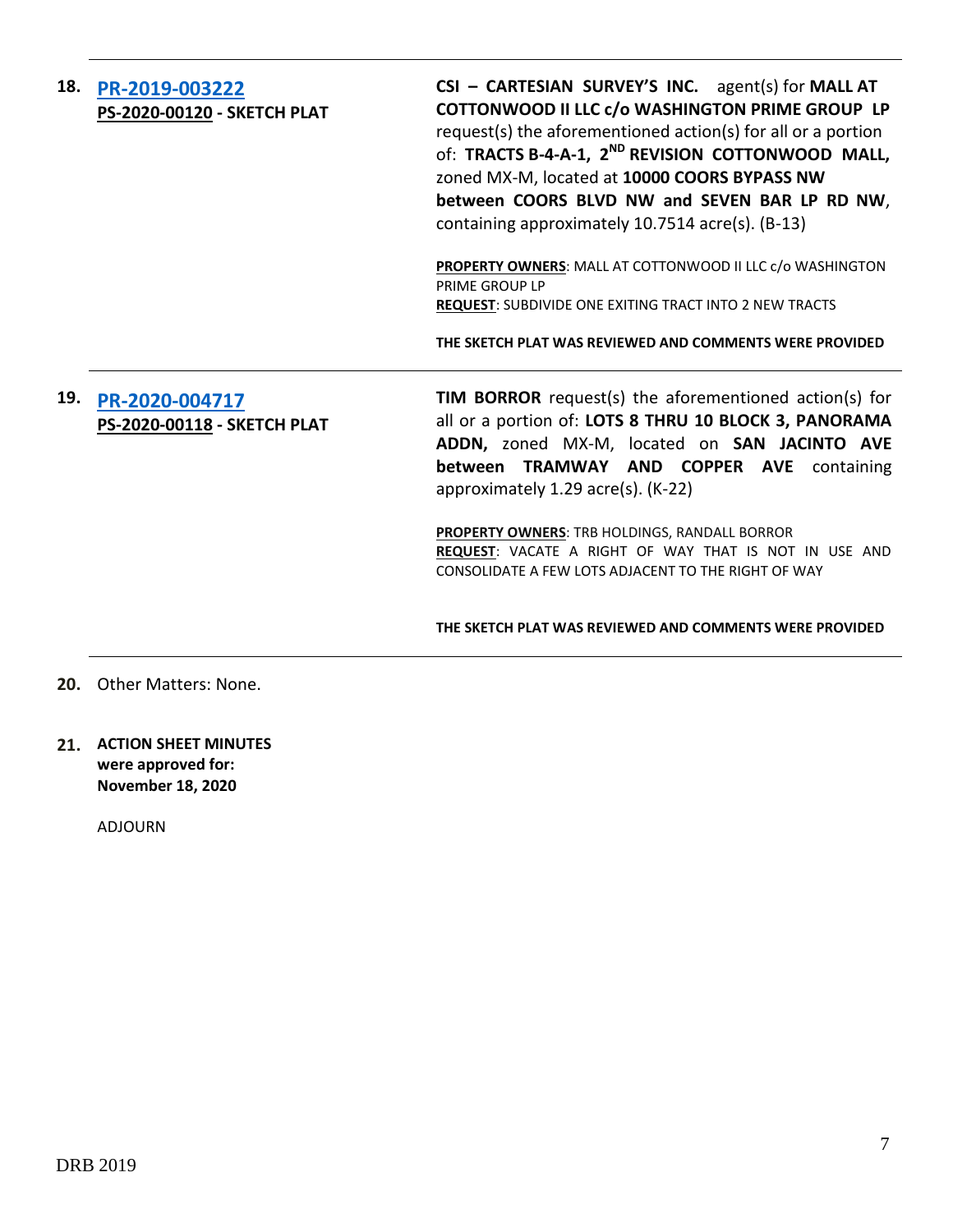| | | |
|---|---|---|
| **18.** | **PR-2019-003222** <br> **PS-2020-00120 - SKETCH PLAT** | **CSI – CARTESIAN SURVEY'S INC.** agent(s) for **MALL AT COTTONWOOD II LLC c/o WASHINGTON PRIME GROUP LP** request(s) the aforementioned action(s) for all or a portion of: **TRACTS B-4-A-1, 2ND REVISION COTTONWOOD MALL,** zoned MX-M, located at **10000 COORS BYPASS NW between COORS BLVD NW and SEVEN BAR LP RD NW**, containing approximately 10.7514 acre(s). (B-13) <br><br> **PROPERTY OWNERS**: MALL AT COTTONWOOD II LLC c/o WASHINGTON PRIME GROUP LP <br> **REQUEST**: SUBDIVIDE ONE EXITING TRACT INTO 2 NEW TRACTS <br><br> **THE SKETCH PLAT WAS REVIEWED AND COMMENTS WERE PROVIDED** |
| **19.** | **PR-2020-004717** <br> **PS-2020-00118 - SKETCH PLAT** | **TIM BORROR** request(s) the aforementioned action(s) for all or a portion of: **LOTS 8 THRU 10 BLOCK 3, PANORAMA ADDN,** zoned MX-M, located on **SAN JACINTO AVE between TRAMWAY AND COPPER AVE** containing approximately 1.29 acre(s). (K-22) <br><br> **PROPERTY OWNERS**: TRB HOLDINGS, RANDALL BORROR <br> **REQUEST**: VACATE A RIGHT OF WAY THAT IS NOT IN USE AND CONSOLIDATE A FEW LOTS ADJACENT TO THE RIGHT OF WAY <br><br> **THE SKETCH PLAT WAS REVIEWED AND COMMENTS WERE PROVIDED** |

**20.** Other Matters: None.

**21. ACTION SHEET MINUTES were approved for: November 18, 2020**

ADJOURN